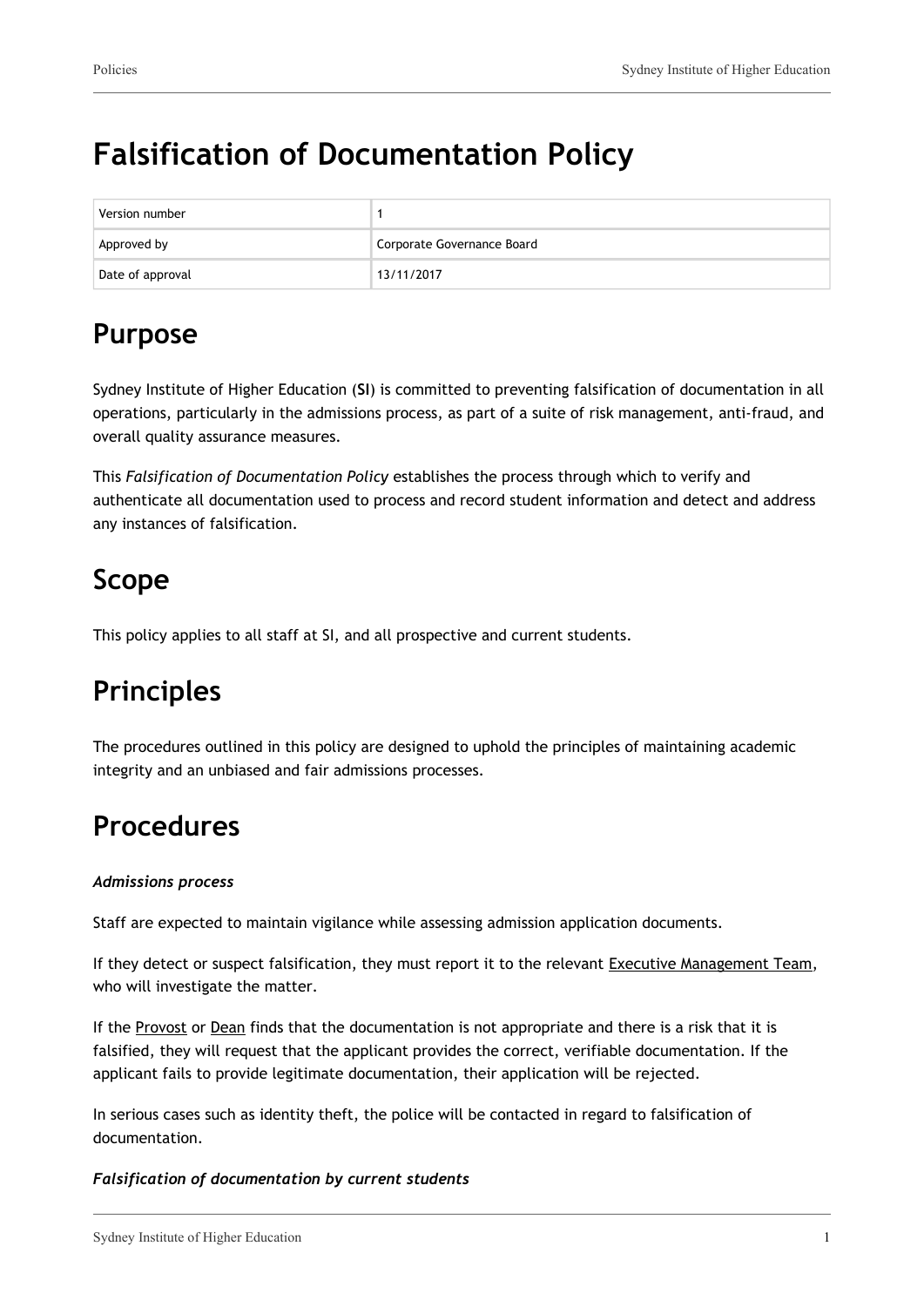# Falsification of Documentation Policy

| Version number | 1 |
| --- | --- |
| Approved by | Corporate Governance Board |
| Date of approval | 13/11/2017 |

## Purpose

Sydney Institute of Higher Education (**SI**) is committed to preventing falsification of documentation in all operations, particularly in the admissions process, as part of a suite of risk management, anti-fraud, and overall quality assurance measures.

This *Falsification of Documentation Policy* establishes the process through which to verify and authenticate all documentation used to process and record student information and detect and address any instances of falsification.

## Scope

This policy applies to all staff at SI, and all prospective and current students.

## Principles

The procedures outlined in this policy are designed to uphold the principles of maintaining academic integrity and an unbiased and fair admissions processes.

## Procedures

***Admissions process***

Staff are expected to maintain vigilance while assessing admission application documents.

If they detect or suspect falsification, they must report it to the relevant Executive Management Team, who will investigate the matter.

If the Provost or Dean finds that the documentation is not appropriate and there is a risk that it is falsified, they will request that the applicant provides the correct, verifiable documentation. If the applicant fails to provide legitimate documentation, their application will be rejected.

In serious cases such as identity theft, the police will be contacted in regard to falsification of documentation.

***Falsification of documentation by current students***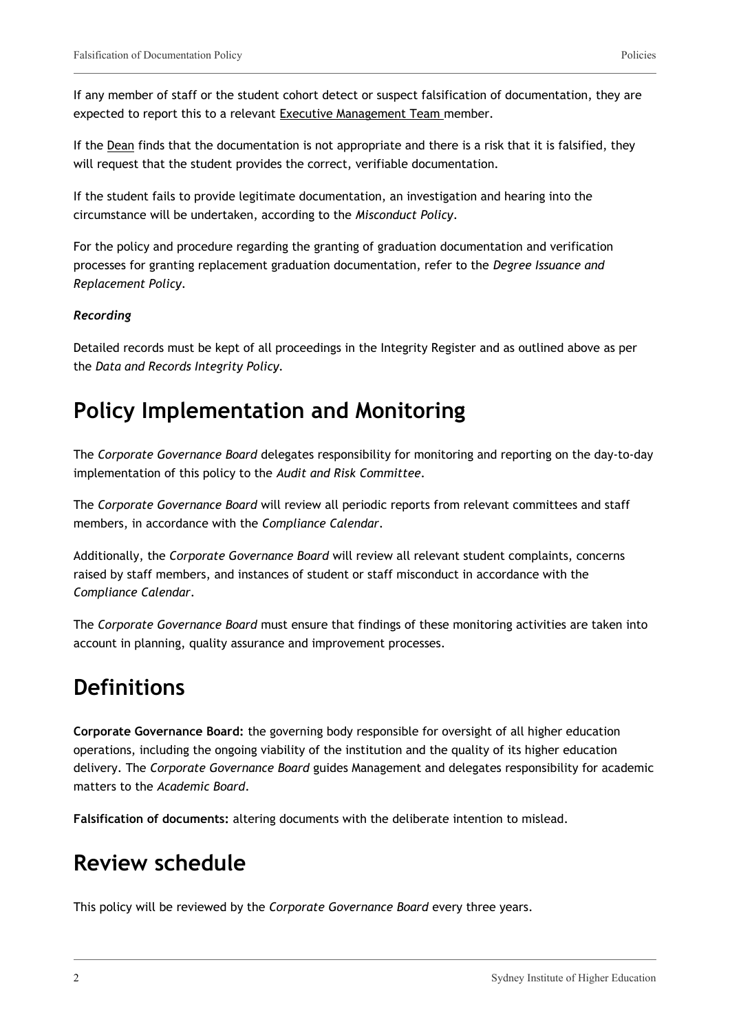If any member of staff or the student cohort detect or suspect falsification of documentation, they are expected to report this to a relevant Executive Management Team member.

If the Dean finds that the documentation is not appropriate and there is a risk that it is falsified, they will request that the student provides the correct, verifiable documentation.

If the student fails to provide legitimate documentation, an investigation and hearing into the circumstance will be undertaken, according to the *Misconduct Policy*.

For the policy and procedure regarding the granting of graduation documentation and verification processes for granting replacement graduation documentation, refer to the *Degree Issuance and Replacement Policy*.

***Recording***

Detailed records must be kept of all proceedings in the Integrity Register and as outlined above as per the *Data and Records Integrity Policy*.

# Policy Implementation and Monitoring

The *Corporate Governance Board* delegates responsibility for monitoring and reporting on the day-to-day implementation of this policy to the *Audit and Risk Committee*.

The *Corporate Governance Board* will review all periodic reports from relevant committees and staff members, in accordance with the *Compliance Calendar*.

Additionally, the *Corporate Governance Board* will review all relevant student complaints, concerns raised by staff members, and instances of student or staff misconduct in accordance with the *Compliance Calendar*.

The *Corporate Governance Board* must ensure that findings of these monitoring activities are taken into account in planning, quality assurance and improvement processes.

# Definitions

**Corporate Governance Board:** the governing body responsible for oversight of all higher education operations, including the ongoing viability of the institution and the quality of its higher education delivery. The *Corporate Governance Board* guides Management and delegates responsibility for academic matters to the *Academic Board*.

**Falsification of documents:** altering documents with the deliberate intention to mislead.

# Review schedule

This policy will be reviewed by the *Corporate Governance Board* every three years.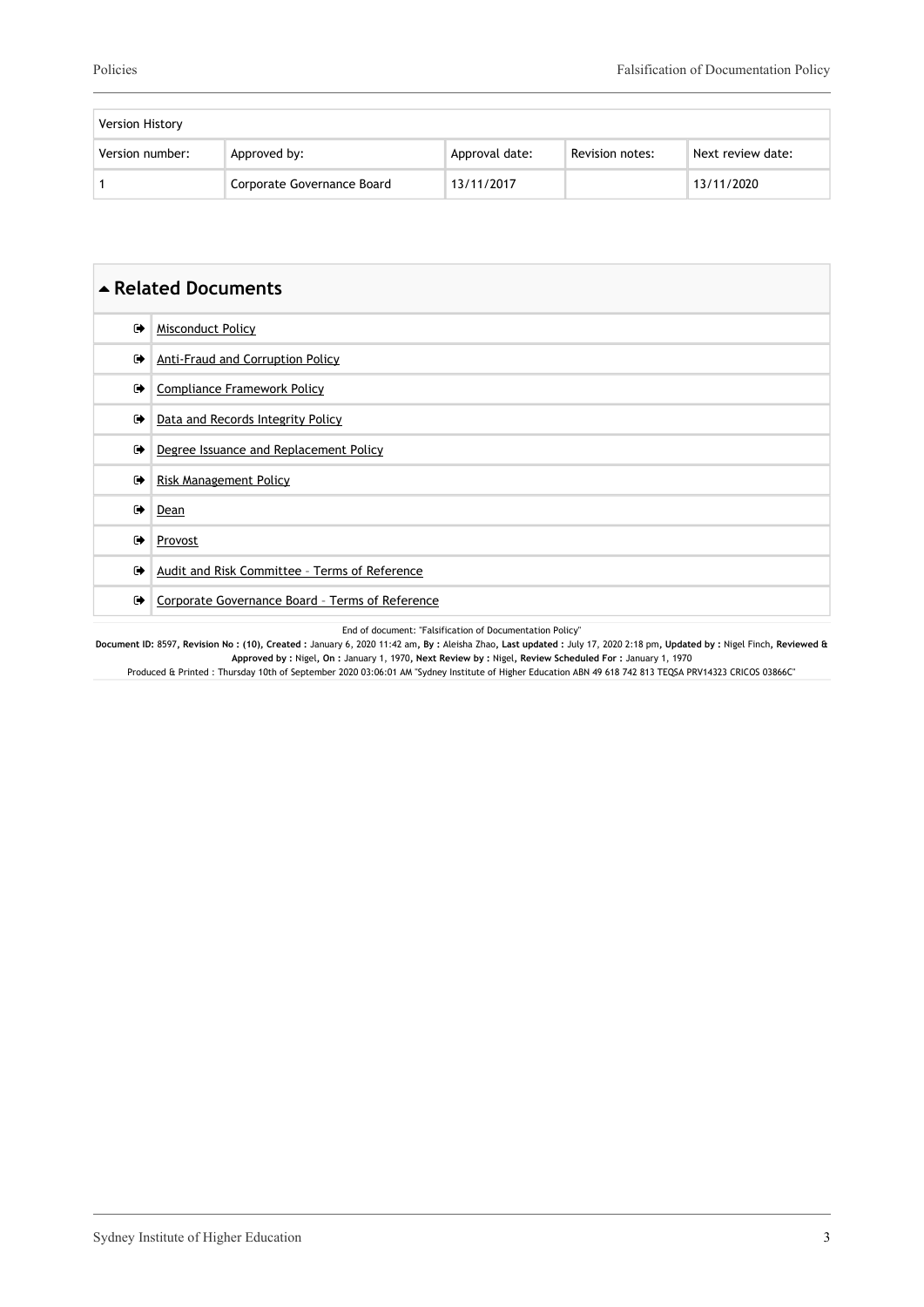| Version History | | | | |
|---|---|---|---|---|
| Version number: | Approved by: | Approval date: | Revision notes: | Next review date: |
| 1 | Corporate Governance Board | 13/11/2017 | | 13/11/2020 |

## ▲ Related Documents

| | |
|---|---|
| ➮ | Misconduct Policy |
| ➮ | Anti-Fraud and Corruption Policy |
| ➮ | Compliance Framework Policy |
| ➮ | Data and Records Integrity Policy |
| ➮ | Degree Issuance and Replacement Policy |
| ➮ | Risk Management Policy |
| ➮ | Dean |
| ➮ | Provost |
| ➮ | Audit and Risk Committee – Terms of Reference |
| ➮ | Corporate Governance Board – Terms of Reference |

End of document: "Falsification of Documentation Policy"

**Document ID:** 8597, **Revision No : (10), Created :** January 6, 2020 11:42 am, **By :** Aleisha Zhao, **Last updated :** July 17, 2020 2:18 pm, **Updated by :** Nigel Finch, **Reviewed & Approved by :** Nigel, **On :** January 1, 1970, **Next Review by :** Nigel, **Review Scheduled For :** January 1, 1970

Produced & Printed : Thursday 10th of September 2020 03:06:01 AM "Sydney Institute of Higher Education ABN 49 618 742 813 TEQSA PRV14323 CRICOS 03866C"